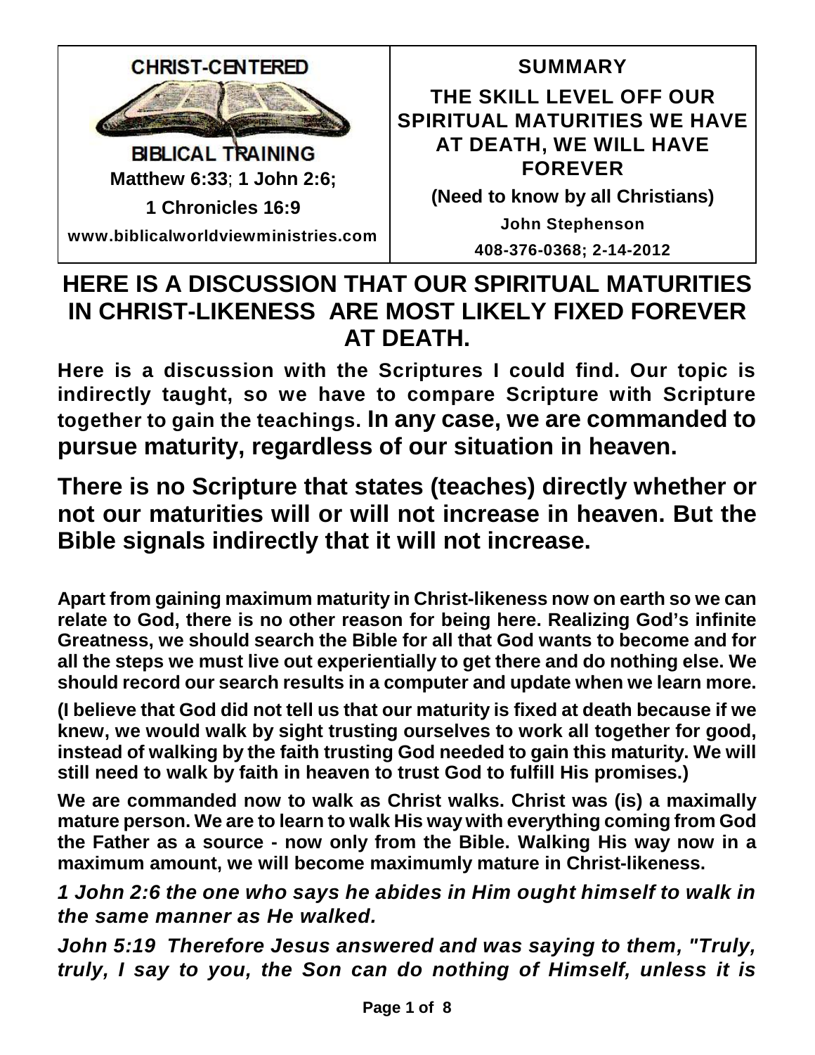**CHRIST-CENTERED**

**BIBLICAL TRAINING**

**Matthew 6:33**; **1 John 2:6;**

**1 Chronicles 16:9**

**www.biblicalworldviewministries.com**

**SUMMARY**

**THE SKILL LEVEL OFF OUR SPIRITUAL MATURITIES WE HAVE AT DEATH, WE WILL HAVE FOREVER**

**(Need to know by all Christians)**

**John Stephenson**

**408-376-0368; 2-14-2012**

# HERE IS A DISCUSSION THAT OUR SPIRITUAL MATURITIES IN CHRIST-LIKENESS ARE MOST LIKELY FIXED FOREVER AT DEATH.

**Here is a discussion with the Scriptures I could find. Our topic is indirectly taught, so we have to compare Scripture with Scripture together to gain the teachings. In any case, we are commanded to pursue maturity, regardless of our situation in heaven.**

**There is no Scripture that states (teaches) directly whether or not our maturities will or will not increase in heaven. But the Bible signals indirectly that it will not increase.**

**Apart from gaining maximum maturity in Christ-likeness now on earth so we can relate to God, there is no other reason for being here. Realizing God's infinite Greatness, we should search the Bible for all that God wants to become and for all the steps we must live out experientially to get there and do nothing else. We should record our search results in a computer and update when we learn more.**

**(I believe that God did not tell us that our maturity is fixed at death because if we knew, we would walk by sight trusting ourselves to work all together for good, instead of walking by the faith trusting God needed to gain this maturity. We will still need to walk by faith in heaven to trust God to fulfill His promises.)**

**We are commanded now to walk as Christ walks. Christ was (is) a maximally mature person. We are to learn to walk His way with everything coming from God the Father as a source - now only from the Bible. Walking His way now in a maximum amount, we will become maximumly mature in Christ-likeness.**

***1 John 2:6 the one who says he abides in Him ought himself to walk in the same manner as He walked.***

***John 5:19 Therefore Jesus answered and was saying to them, "Truly, truly, I say to you, the Son can do nothing of Himself, unless it is***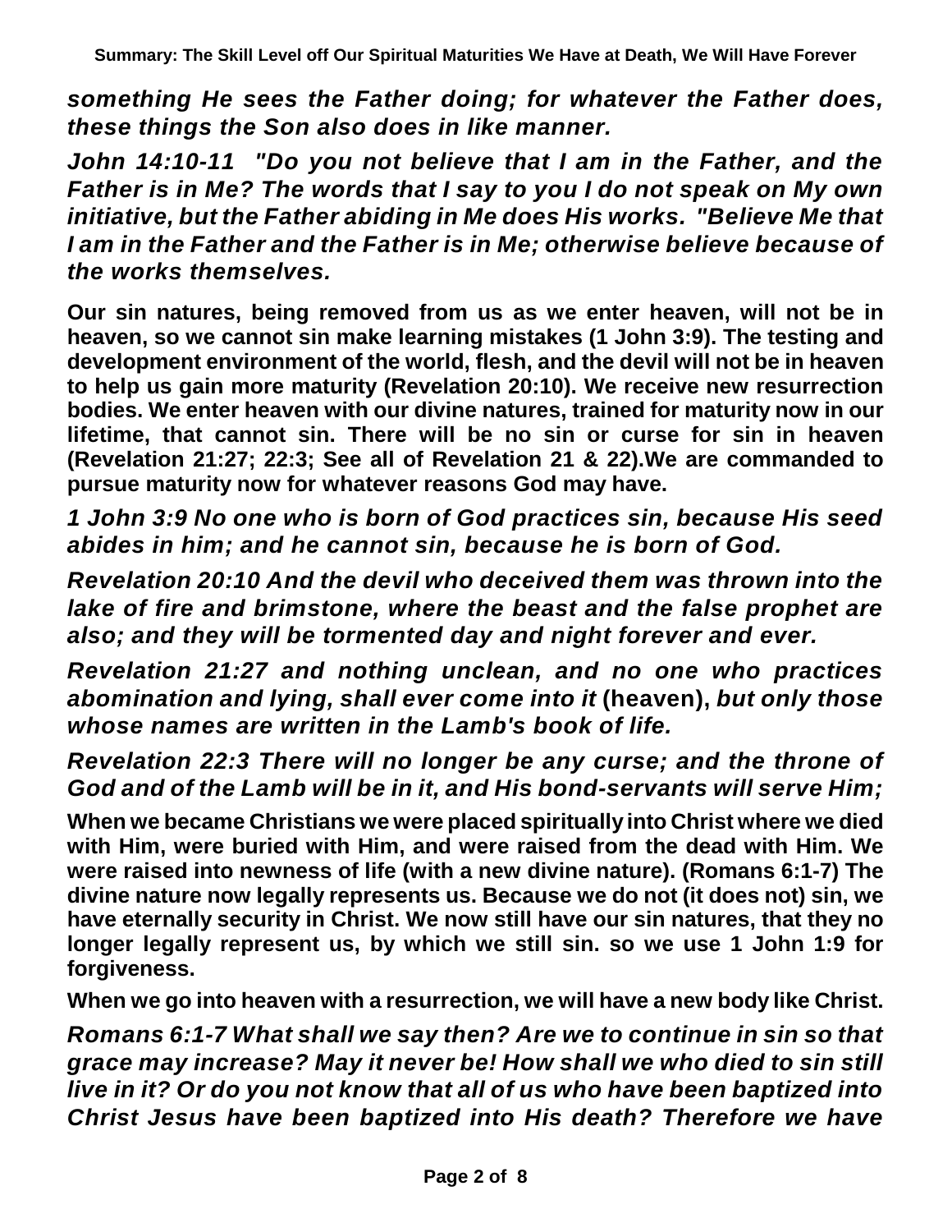***something He sees the Father doing; for whatever the Father does, these things the Son also does in like manner.***

***John 14:10-11 "Do you not believe that I am in the Father, and the Father is in Me? The words that I say to you I do not speak on My own initiative, but the Father abiding in Me does His works. "Believe Me that I am in the Father and the Father is in Me; otherwise believe because of the works themselves.***

**Our sin natures, being removed from us as we enter heaven, will not be in heaven, so we cannot sin make learning mistakes (1 John 3:9). The testing and development environment of the world, flesh, and the devil will not be in heaven to help us gain more maturity (Revelation 20:10). We receive new resurrection bodies. We enter heaven with our divine natures, trained for maturity now in our lifetime, that cannot sin. There will be no sin or curse for sin in heaven (Revelation 21:27; 22:3; See all of Revelation 21 & 22).We are commanded to pursue maturity now for whatever reasons God may have.**

***1 John 3:9 No one who is born of God practices sin, because His seed abides in him; and he cannot sin, because he is born of God.***

***Revelation 20:10 And the devil who deceived them was thrown into the lake of fire and brimstone, where the beast and the false prophet are also; and they will be tormented day and night forever and ever.***

***Revelation 21:27 and nothing unclean, and no one who practices abomination and lying, shall ever come into it* (heaven), *but only those whose names are written in the Lamb's book of life.***

***Revelation 22:3 There will no longer be any curse; and the throne of God and of the Lamb will be in it, and His bond-servants will serve Him;***

**When we became Christians we were placed spiritually into Christ where we died with Him, were buried with Him, and were raised from the dead with Him. We were raised into newness of life (with a new divine nature). (Romans 6:1-7) The divine nature now legally represents us. Because we do not (it does not) sin, we have eternally security in Christ. We now still have our sin natures, that they no longer legally represent us, by which we still sin. so we use 1 John 1:9 for forgiveness.**

**When we go into heaven with a resurrection, we will have a new body like Christ.**

***Romans 6:1-7 What shall we say then? Are we to continue in sin so that grace may increase? May it never be! How shall we who died to sin still live in it? Or do you not know that all of us who have been baptized into Christ Jesus have been baptized into His death? Therefore we have***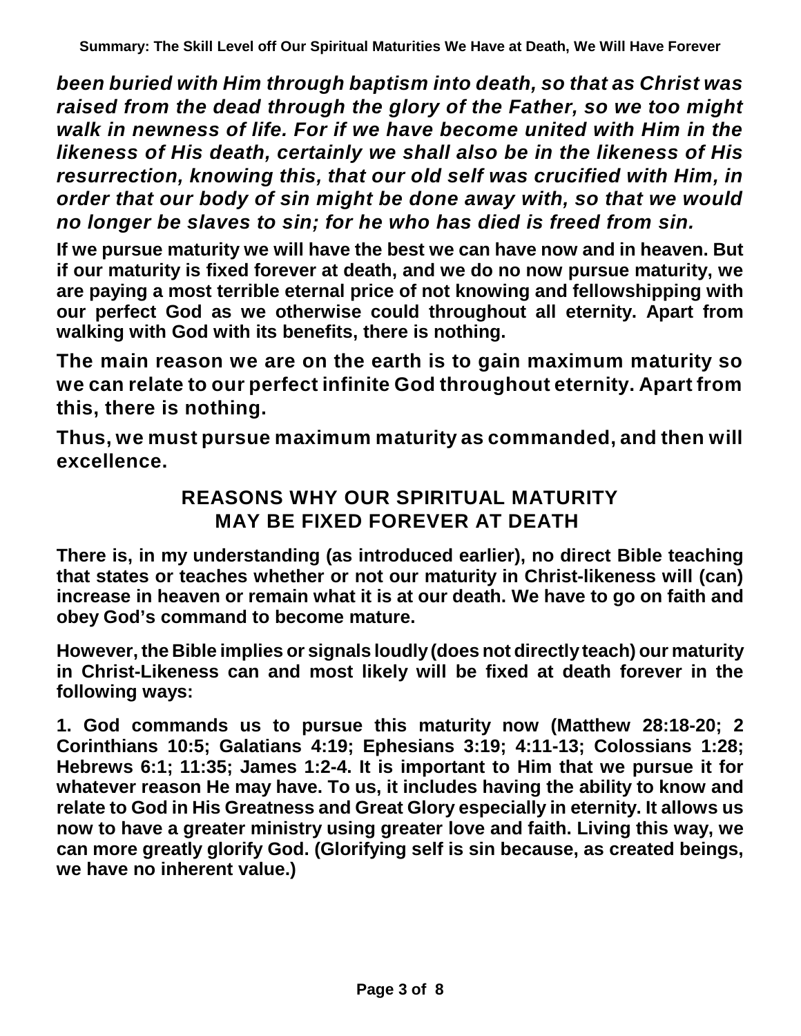***been buried with Him through baptism into death, so that as Christ was raised from the dead through the glory of the Father, so we too might walk in newness of life. For if we have become united with Him in the likeness of His death, certainly we shall also be in the likeness of His resurrection, knowing this, that our old self was crucified with Him, in order that our body of sin might be done away with, so that we would no longer be slaves to sin; for he who has died is freed from sin.***

**If we pursue maturity we will have the best we can have now and in heaven. But if our maturity is fixed forever at death, and we do no now pursue maturity, we are paying a most terrible eternal price of not knowing and fellowshipping with our perfect God as we otherwise could throughout all eternity. Apart from walking with God with its benefits, there is nothing.**

**The main reason we are on the earth is to gain maximum maturity so we can relate to our perfect infinite God throughout eternity. Apart from this, there is nothing.**

**Thus, we must pursue maximum maturity as commanded, and then will excellence.**

## REASONS WHY OUR SPIRITUAL MATURITY MAY BE FIXED FOREVER AT DEATH

**There is, in my understanding (as introduced earlier), no direct Bible teaching that states or teaches whether or not our maturity in Christ-likeness will (can) increase in heaven or remain what it is at our death. We have to go on faith and obey God's command to become mature.**

**However, the Bible implies or signals loudly (does not directly teach) our maturity in Christ-Likeness can and most likely will be fixed at death forever in the following ways:**

**1. God commands us to pursue this maturity now (Matthew 28:18-20; 2 Corinthians 10:5; Galatians 4:19; Ephesians 3:19; 4:11-13; Colossians 1:28; Hebrews 6:1; 11:35; James 1:2-4. It is important to Him that we pursue it for whatever reason He may have. To us, it includes having the ability to know and relate to God in His Greatness and Great Glory especially in eternity. It allows us now to have a greater ministry using greater love and faith. Living this way, we can more greatly glorify God. (Glorifying self is sin because, as created beings, we have no inherent value.)**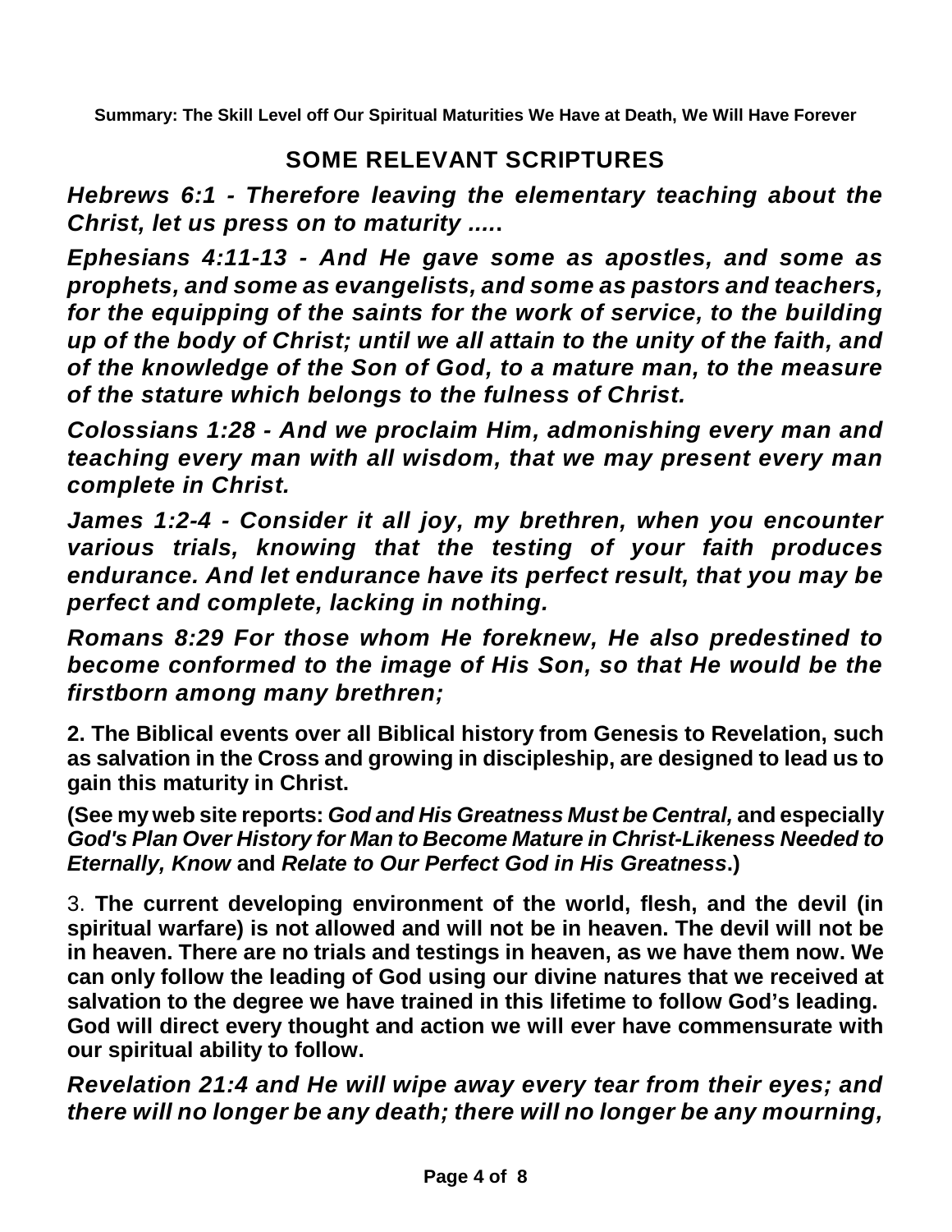**Summary: The Skill Level off Our Spiritual Maturities We Have at Death, We Will Have Forever**

## SOME RELEVANT SCRIPTURES

***Hebrews 6:1 - Therefore leaving the elementary teaching about the Christ, let us press on to maturity .....***

***Ephesians 4:11-13 - And He gave some as apostles, and some as prophets, and some as evangelists, and some as pastors and teachers, for the equipping of the saints for the work of service, to the building up of the body of Christ; until we all attain to the unity of the faith, and of the knowledge of the Son of God, to a mature man, to the measure of the stature which belongs to the fulness of Christ.***

***Colossians 1:28 - And we proclaim Him, admonishing every man and teaching every man with all wisdom, that we may present every man complete in Christ.***

***James 1:2-4 - Consider it all joy, my brethren, when you encounter various trials, knowing that the testing of your faith produces endurance. And let endurance have its perfect result, that you may be perfect and complete, lacking in nothing.***

***Romans 8:29 For those whom He foreknew, He also predestined to become conformed to the image of His Son, so that He would be the firstborn among many brethren;***

**2. The Biblical events over all Biblical history from Genesis to Revelation, such as salvation in the Cross and growing in discipleship, are designed to lead us to gain this maturity in Christ.**

**(See my web site reports: *God and His Greatness Must be Central,* and especially *God's Plan Over History for Man to Become Mature in Christ-Likeness Needed to Eternally, Know* and *Relate to Our Perfect God in His Greatness*.)**

3. **The current developing environment of the world, flesh, and the devil (in spiritual warfare) is not allowed and will not be in heaven. The devil will not be in heaven. There are no trials and testings in heaven, as we have them now. We can only follow the leading of God using our divine natures that we received at salvation to the degree we have trained in this lifetime to follow God's leading. God will direct every thought and action we will ever have commensurate with our spiritual ability to follow.**

***Revelation 21:4 and He will wipe away every tear from their eyes; and there will no longer be any death; there will no longer be any mourning,***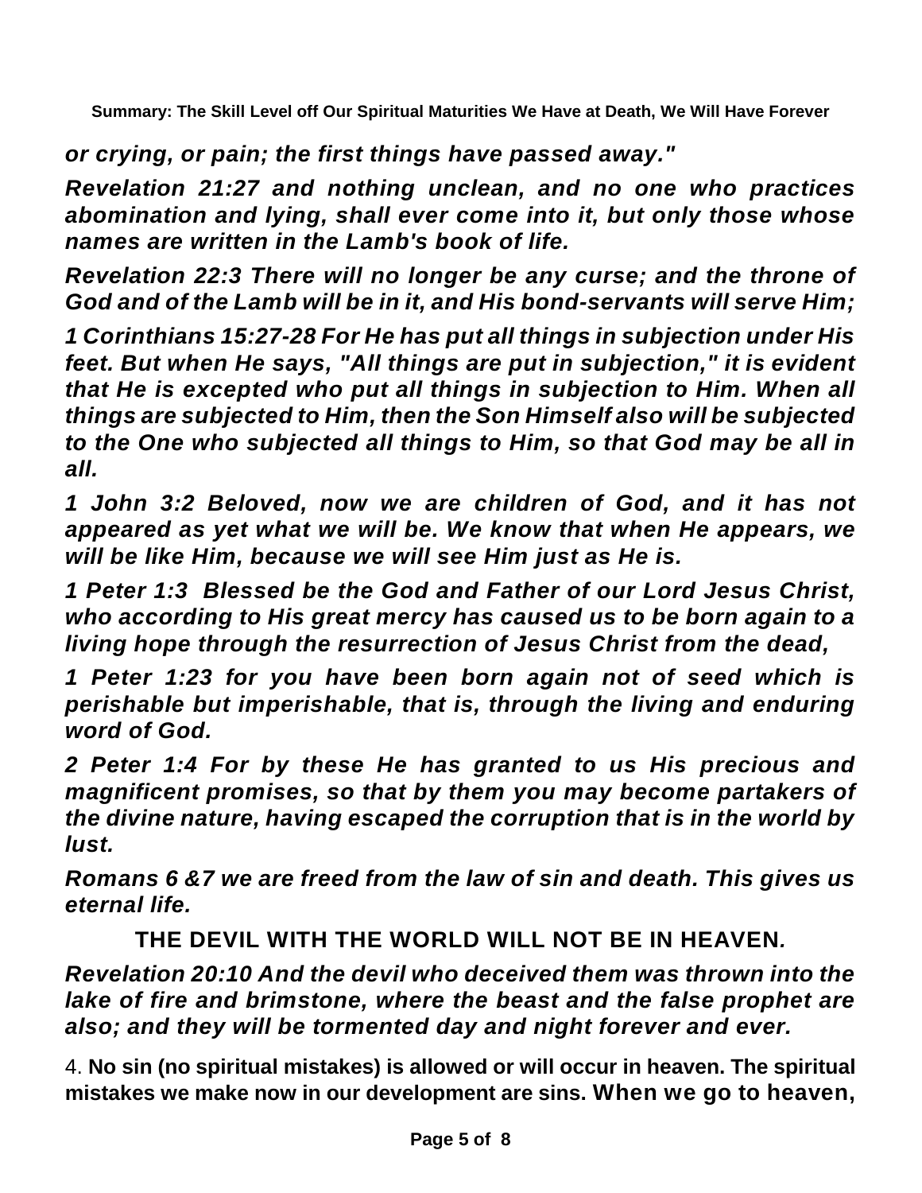***or crying, or pain; the first things have passed away."***

***Revelation 21:27 and nothing unclean, and no one who practices abomination and lying, shall ever come into it, but only those whose names are written in the Lamb's book of life.***

***Revelation 22:3 There will no longer be any curse; and the throne of God and of the Lamb will be in it, and His bond-servants will serve Him;***

***1 Corinthians 15:27-28 For He has put all things in subjection under His feet. But when He says, "All things are put in subjection," it is evident that He is excepted who put all things in subjection to Him. When all things are subjected to Him, then the Son Himself also will be subjected to the One who subjected all things to Him, so that God may be all in all.***

***1 John 3:2 Beloved, now we are children of God, and it has not appeared as yet what we will be. We know that when He appears, we will be like Him, because we will see Him just as He is.***

***1 Peter 1:3 Blessed be the God and Father of our Lord Jesus Christ, who according to His great mercy has caused us to be born again to a living hope through the resurrection of Jesus Christ from the dead,***

***1 Peter 1:23 for you have been born again not of seed which is perishable but imperishable, that is, through the living and enduring word of God.***

***2 Peter 1:4 For by these He has granted to us His precious and magnificent promises, so that by them you may become partakers of the divine nature, having escaped the corruption that is in the world by lust.***

***Romans 6 &7 we are freed from the law of sin and death. This gives us eternal life.***

**THE DEVIL WITH THE WORLD WILL NOT BE IN HEAVEN.**

***Revelation 20:10 And the devil who deceived them was thrown into the lake of fire and brimstone, where the beast and the false prophet are also; and they will be tormented day and night forever and ever.***

4. **No sin (no spiritual mistakes) is allowed or will occur in heaven. The spiritual mistakes we make now in our development are sins. When we go to heaven,**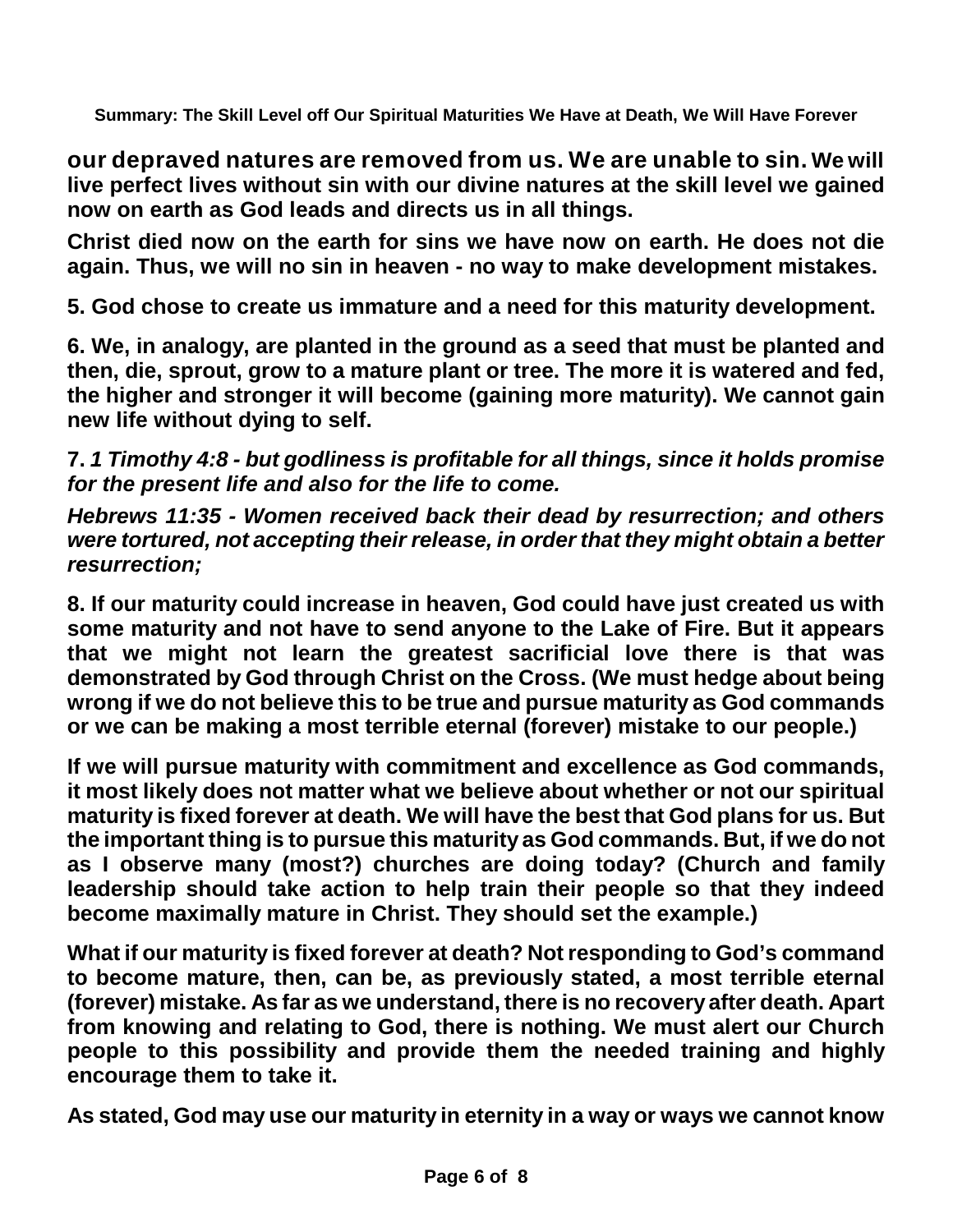**our depraved natures are removed from us. We are unable to sin. We will live perfect lives without sin with our divine natures at the skill level we gained now on earth as God leads and directs us in all things.**

**Christ died now on the earth for sins we have now on earth. He does not die again. Thus, we will no sin in heaven - no way to make development mistakes.**

**5. God chose to create us immature and a need for this maturity development.**

**6. We, in analogy, are planted in the ground as a seed that must be planted and then, die, sprout, grow to a mature plant or tree. The more it is watered and fed, the higher and stronger it will become (gaining more maturity). We cannot gain new life without dying to self.**

**7. *1 Timothy 4:8 - but godliness is profitable for all things, since it holds promise for the present life and also for the life to come.***

***Hebrews 11:35 - Women received back their dead by resurrection; and others were tortured, not accepting their release, in order that they might obtain a better resurrection;***

**8. If our maturity could increase in heaven, God could have just created us with some maturity and not have to send anyone to the Lake of Fire. But it appears that we might not learn the greatest sacrificial love there is that was demonstrated by God through Christ on the Cross. (We must hedge about being wrong if we do not believe this to be true and pursue maturity as God commands or we can be making a most terrible eternal (forever) mistake to our people.)**

**If we will pursue maturity with commitment and excellence as God commands, it most likely does not matter what we believe about whether or not our spiritual maturity is fixed forever at death. We will have the best that God plans for us. But the important thing is to pursue this maturity as God commands. But, if we do not as I observe many (most?) churches are doing today? (Church and family leadership should take action to help train their people so that they indeed become maximally mature in Christ. They should set the example.)**

**What if our maturity is fixed forever at death? Not responding to God's command to become mature, then, can be, as previously stated, a most terrible eternal (forever) mistake. As far as we understand, there is no recovery after death. Apart from knowing and relating to God, there is nothing. We must alert our Church people to this possibility and provide them the needed training and highly encourage them to take it.**

**As stated, God may use our maturity in eternity in a way or ways we cannot know**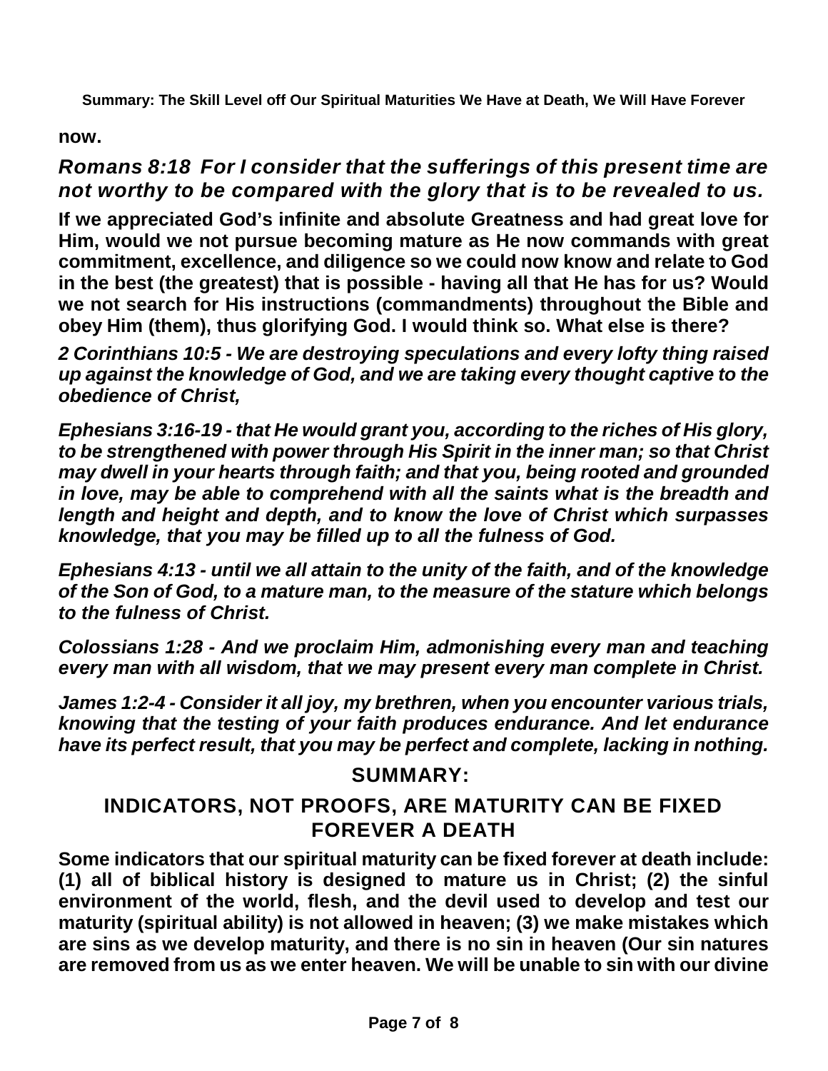**now.**

***Romans 8:18 For I consider that the sufferings of this present time are not worthy to be compared with the glory that is to be revealed to us.***

**If we appreciated God's infinite and absolute Greatness and had great love for Him, would we not pursue becoming mature as He now commands with great commitment, excellence, and diligence so we could now know and relate to God in the best (the greatest) that is possible - having all that He has for us? Would we not search for His instructions (commandments) throughout the Bible and obey Him (them), thus glorifying God. I would think so. What else is there?**

***2 Corinthians 10:5 - We are destroying speculations and every lofty thing raised up against the knowledge of God, and we are taking every thought captive to the obedience of Christ,***

***Ephesians 3:16-19 - that He would grant you, according to the riches of His glory, to be strengthened with power through His Spirit in the inner man; so that Christ may dwell in your hearts through faith; and that you, being rooted and grounded in love, may be able to comprehend with all the saints what is the breadth and length and height and depth, and to know the love of Christ which surpasses knowledge, that you may be filled up to all the fulness of God.***

***Ephesians 4:13 - until we all attain to the unity of the faith, and of the knowledge of the Son of God, to a mature man, to the measure of the stature which belongs to the fulness of Christ.***

***Colossians 1:28 - And we proclaim Him, admonishing every man and teaching every man with all wisdom, that we may present every man complete in Christ.***

***James 1:2-4 - Consider it all joy, my brethren, when you encounter various trials, knowing that the testing of your faith produces endurance. And let endurance have its perfect result, that you may be perfect and complete, lacking in nothing.***

## SUMMARY:

## INDICATORS, NOT PROOFS, ARE MATURITY CAN BE FIXED FOREVER A DEATH

**Some indicators that our spiritual maturity can be fixed forever at death include: (1) all of biblical history is designed to mature us in Christ; (2) the sinful environment of the world, flesh, and the devil used to develop and test our maturity (spiritual ability) is not allowed in heaven; (3) we make mistakes which are sins as we develop maturity, and there is no sin in heaven (Our sin natures are removed from us as we enter heaven. We will be unable to sin with our divine**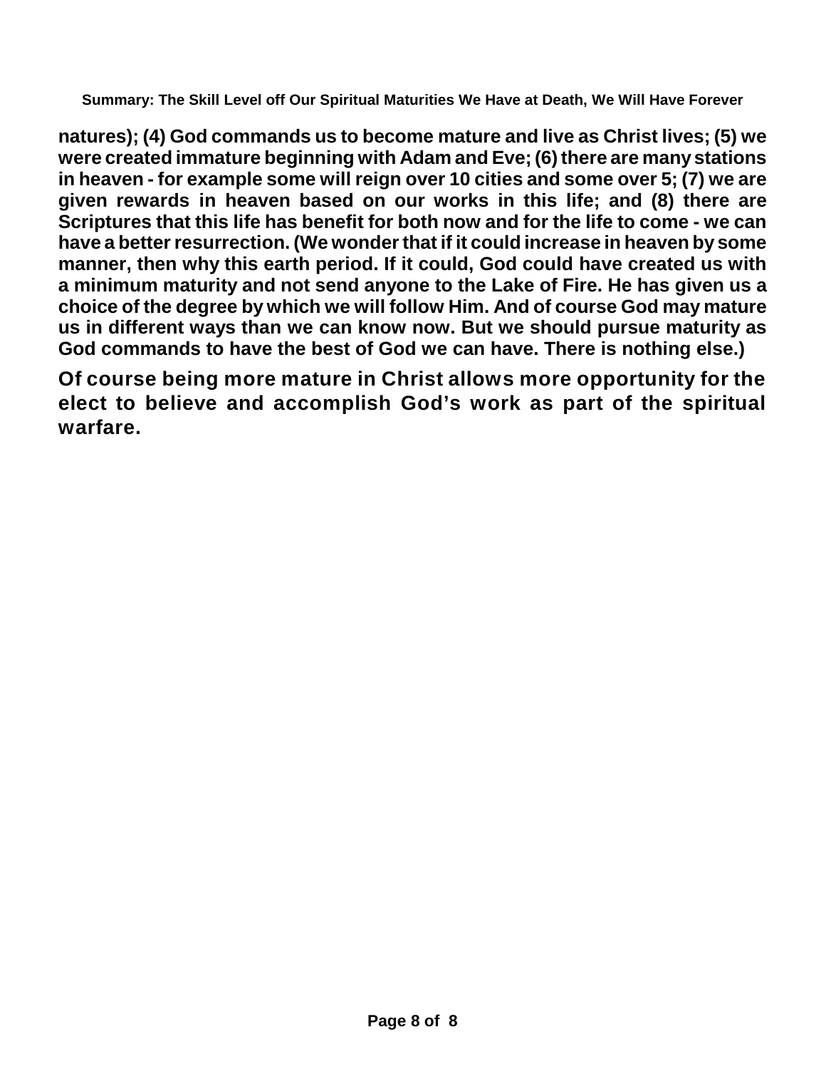**natures); (4) God commands us to become mature and live as Christ lives; (5) we were created immature beginning with Adam and Eve; (6) there are many stations in heaven - for example some will reign over 10 cities and some over 5; (7) we are given rewards in heaven based on our works in this life; and (8) there are Scriptures that this life has benefit for both now and for the life to come - we can have a better resurrection. (We wonder that if it could increase in heaven by some manner, then why this earth period. If it could, God could have created us with a minimum maturity and not send anyone to the Lake of Fire. He has given us a choice of the degree by which we will follow Him. And of course God may mature us in different ways than we can know now. But we should pursue maturity as God commands to have the best of God we can have. There is nothing else.)**

**Of course being more mature in Christ allows more opportunity for the elect to believe and accomplish God's work as part of the spiritual warfare.**